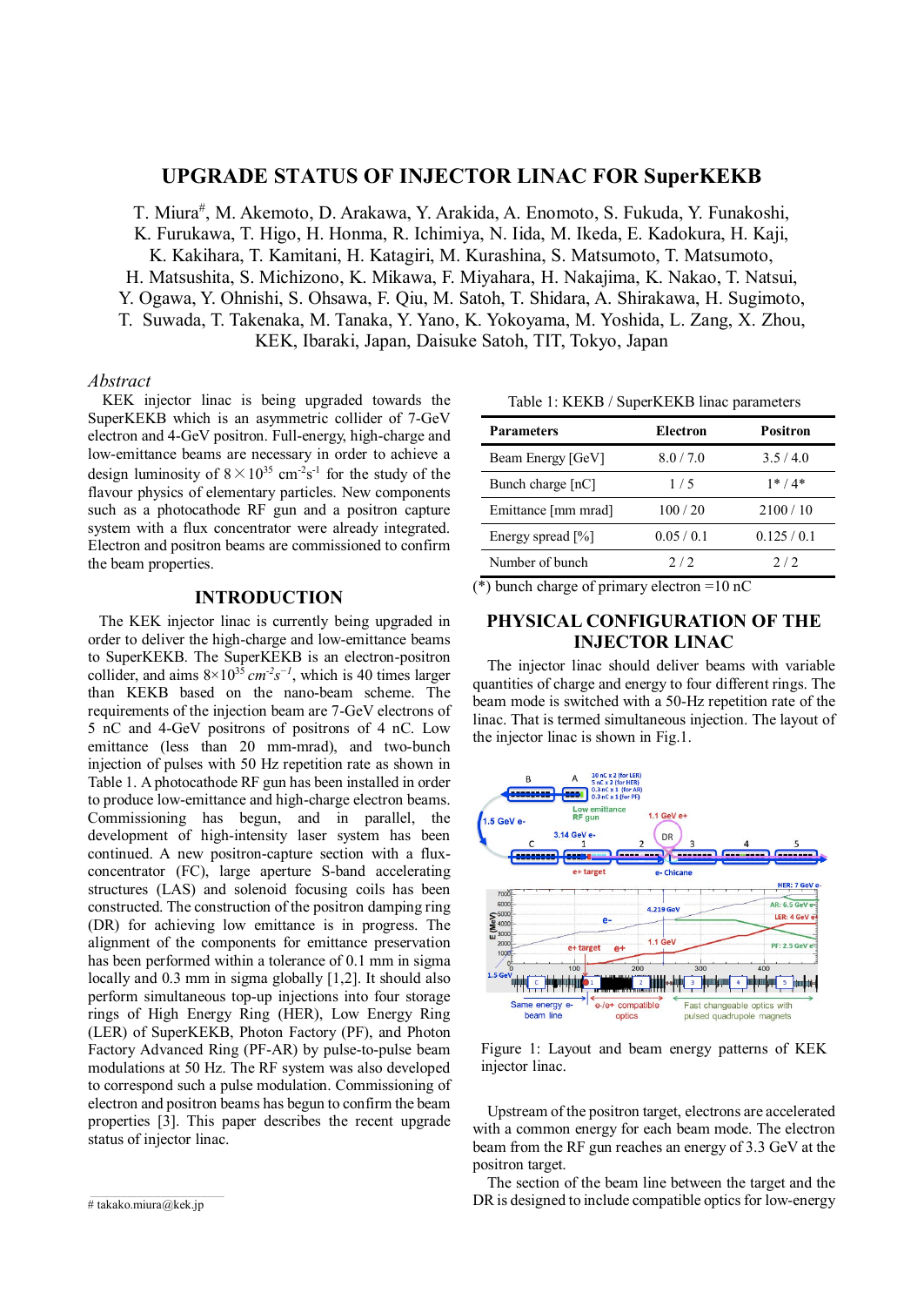# UPGRADE STATUS OF INJECTOR LINAC FOR SuperKEKB

T. Miura#, M. Akemoto, D. Arakawa, Y. Arakida, A. Enomoto, S. Fukuda, Y. Funakoshi, K. Furukawa, T. Higo, H. Honma, R. Ichimiya, N. Iida, M. Ikeda, E. Kadokura, H. Kaji, K. Kakihara, T. Kamitani, H. Katagiri, M. Kurashina, S. Matsumoto, T. Matsumoto, H. Matsushita, S. Michizono, K. Mikawa, F. Miyahara, H. Nakajima, K. Nakao, T. Natsui, Y. Ogawa, Y. Ohnishi, S. Ohsawa, F. Qiu, M. Satoh, T. Shidara, A. Shirakawa, H. Sugimoto, T. Suwada, T. Takenaka, M. Tanaka, Y. Yano, K. Yokoyama, M. Yoshida, L. Zang, X. Zhou, KEK, Ibaraki, Japan, Daisuke Satoh, TIT, Tokyo, Japan

*Abstract*

KEK injector linac is being upgraded towards the SuperKEKB which is an asymmetric collider of 7-GeV electron and 4-GeV positron. Full-energy, high-charge and low-emittance beams are necessary in order to achieve a design luminosity of $8\times10^{35}$ cm$^{-2}$s$^{-1}$ for the study of the flavour physics of elementary particles. New components such as a photocathode RF gun and a positron capture system with a flux concentrator were already integrated. Electron and positron beams are commissioned to confirm the beam properties.

## INTRODUCTION

The KEK injector linac is currently being upgraded in order to deliver the high-charge and low-emittance beams to SuperKEKB. The SuperKEKB is an electron-positron collider, and aims $8\times10^{35}\,cm^{-2}s^{-1}$, which is 40 times larger than KEKB based on the nano-beam scheme. The requirements of the injection beam are 7-GeV electrons of 5 nC and 4-GeV positrons of positrons of 4 nC. Low emittance (less than 20 mm-mrad), and two-bunch injection of pulses with 50 Hz repetition rate as shown in Table 1. A photocathode RF gun has been installed in order to produce low-emittance and high-charge electron beams. Commissioning has begun, and in parallel, the development of high-intensity laser system has been continued. A new positron-capture section with a flux-concentrator (FC), large aperture S-band accelerating structures (LAS) and solenoid focusing coils has been constructed. The construction of the positron damping ring (DR) for achieving low emittance is in progress. The alignment of the components for emittance preservation has been performed within a tolerance of 0.1 mm in sigma locally and 0.3 mm in sigma globally [1,2]. It should also perform simultaneous top-up injections into four storage rings of High Energy Ring (HER), Low Energy Ring (LER) of SuperKEKB, Photon Factory (PF), and Photon Factory Advanced Ring (PF-AR) by pulse-to-pulse beam modulations at 50 Hz. The RF system was also developed to correspond such a pulse modulation. Commissioning of electron and positron beams has begun to confirm the beam properties [3]. This paper describes the recent upgrade status of injector linac.

Table 1: KEKB / SuperKEKB linac parameters

| Parameters | Electron | Positron |
|---|---|---|
| Beam Energy [GeV] | 8.0 / 7.0 | 3.5 / 4.0 |
| Bunch charge [nC] | 1 / 5 | 1* / 4* |
| Emittance [mm mrad] | 100 / 20 | 2100 / 10 |
| Energy spread [%] | 0.05 / 0.1 | 0.125 / 0.1 |
| Number of bunch | 2 / 2 | 2 / 2 |

(*) bunch charge of primary electron =10 nC

## PHYSICAL CONFIGURATION OF THE INJECTOR LINAC

The injector linac should deliver beams with variable quantities of charge and energy to four different rings. The beam mode is switched with a 50-Hz repetition rate of the linac. That is termed simultaneous injection. The layout of the injector linac is shown in Fig.1.

Figure 1: Layout and beam energy patterns of KEK injector linac.

Upstream of the positron target, electrons are accelerated with a common energy for each beam mode. The electron beam from the RF gun reaches an energy of 3.3 GeV at the positron target.

The section of the beam line between the target and the DR is designed to include compatible optics for low-energy

# takako.miura@kek.jp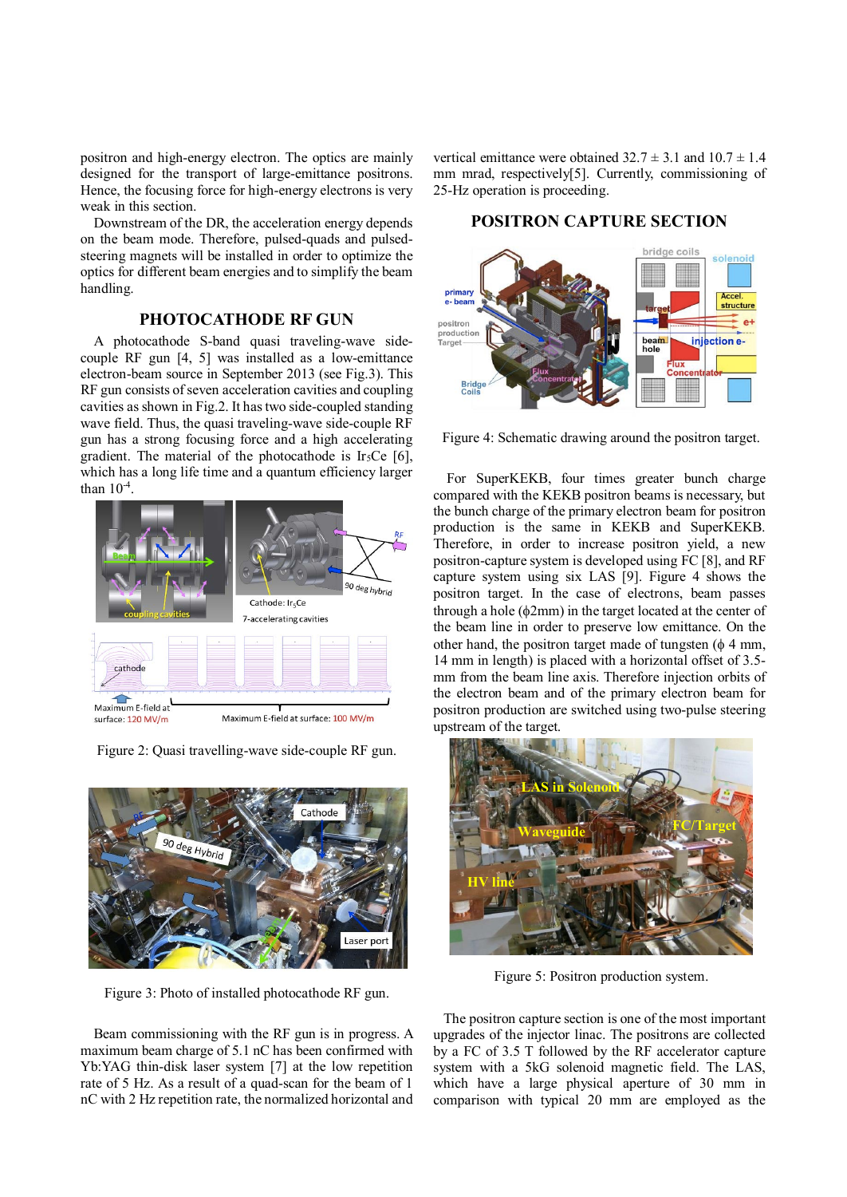positron and high-energy electron. The optics are mainly designed for the transport of large-emittance positrons. Hence, the focusing force for high-energy electrons is very weak in this section.

Downstream of the DR, the acceleration energy depends on the beam mode. Therefore, pulsed-quads and pulsed-steering magnets will be installed in order to optimize the optics for different beam energies and to simplify the beam handling.

## PHOTOCATHODE RF GUN

A photocathode S-band quasi traveling-wave side-couple RF gun [4, 5] was installed as a low-emittance electron-beam source in September 2013 (see Fig.3). This RF gun consists of seven acceleration cavities and coupling cavities as shown in Fig.2. It has two side-coupled standing wave field. Thus, the quasi traveling-wave side-couple RF gun has a strong focusing force and a high accelerating gradient. The material of the photocathode is $Ir_5Ce$ [6], which has a long life time and a quantum efficiency larger than $10^{-4}$.

Figure 2: Quasi travelling-wave side-couple RF gun.

Figure 3: Photo of installed photocathode RF gun.

Beam commissioning with the RF gun is in progress. A maximum beam charge of 5.1 nC has been confirmed with Yb:YAG thin-disk laser system [7] at the low repetition rate of 5 Hz. As a result of a quad-scan for the beam of 1 nC with 2 Hz repetition rate, the normalized horizontal and vertical emittance were obtained 32.7 ± 3.1 and 10.7 ± 1.4 mm mrad, respectively[5]. Currently, commissioning of 25-Hz operation is proceeding.

## POSITRON CAPTURE SECTION

Figure 4: Schematic drawing around the positron target.

For SuperKEKB, four times greater bunch charge compared with the KEKB positron beams is necessary, but the bunch charge of the primary electron beam for positron production is the same in KEKB and SuperKEKB. Therefore, in order to increase positron yield, a new positron-capture system is developed using FC [8], and RF capture system using six LAS [9]. Figure 4 shows the positron target. In the case of electrons, beam passes through a hole (ϕ2mm) in the target located at the center of the beam line in order to preserve low emittance. On the other hand, the positron target made of tungsten (ϕ 4 mm, 14 mm in length) is placed with a horizontal offset of 3.5-mm from the beam line axis. Therefore injection orbits of the electron beam and of the primary electron beam for positron production are switched using two-pulse steering upstream of the target.

Figure 5: Positron production system.

The positron capture section is one of the most important upgrades of the injector linac. The positrons are collected by a FC of 3.5 T followed by the RF accelerator capture system with a 5kG solenoid magnetic field. The LAS, which have a large physical aperture of 30 mm in comparison with typical 20 mm are employed as the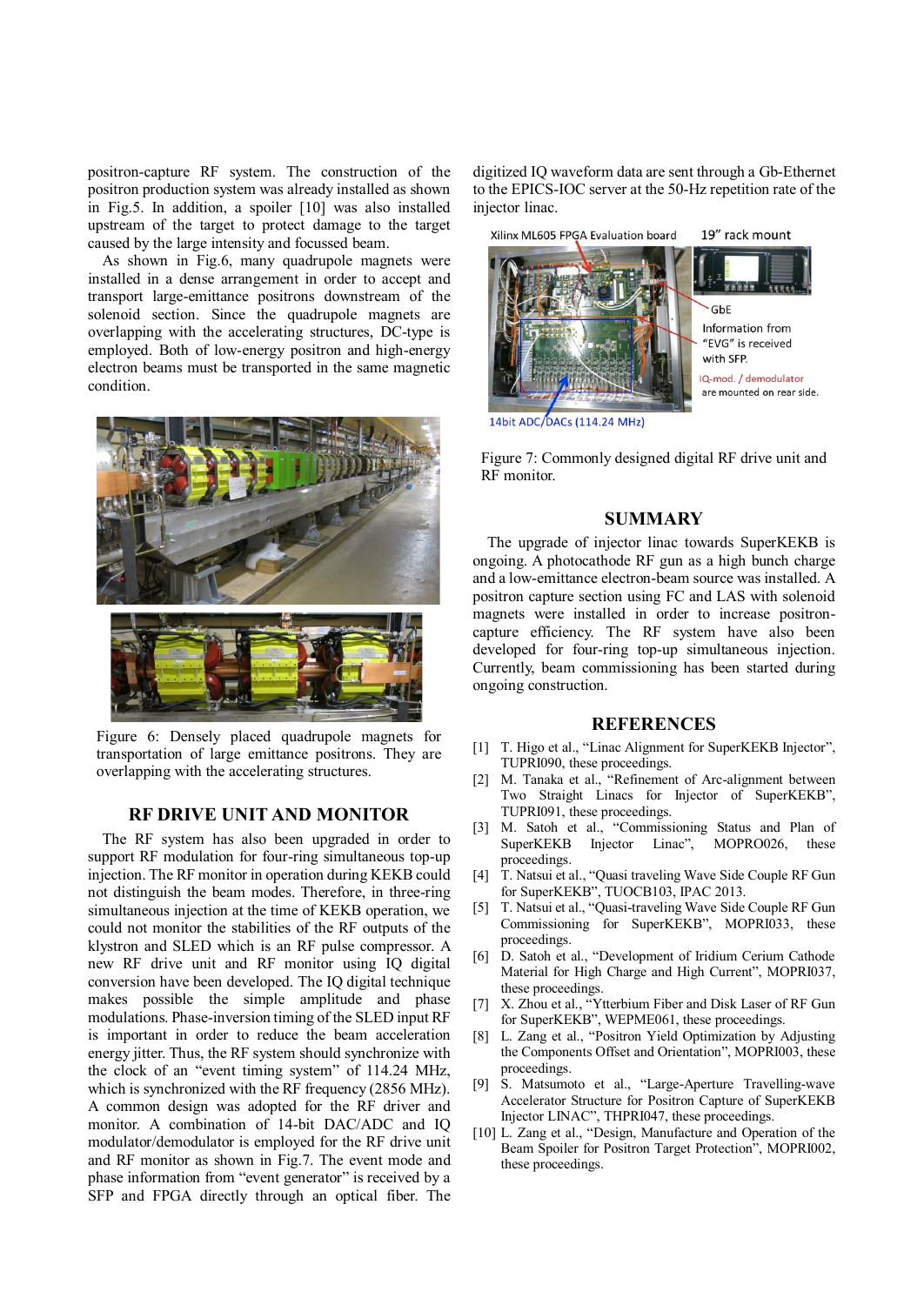positron-capture RF system. The construction of the positron production system was already installed as shown in Fig.5. In addition, a spoiler [10] was also installed upstream of the target to protect damage to the target caused by the large intensity and focussed beam.

As shown in Fig.6, many quadrupole magnets were installed in a dense arrangement in order to accept and transport large-emittance positrons downstream of the solenoid section. Since the quadrupole magnets are overlapping with the accelerating structures, DC-type is employed. Both of low-energy positron and high-energy electron beams must be transported in the same magnetic condition.

Figure 6: Densely placed quadrupole magnets for transportation of large emittance positrons. They are overlapping with the accelerating structures.

## RF DRIVE UNIT AND MONITOR

The RF system has also been upgraded in order to support RF modulation for four-ring simultaneous top-up injection. The RF monitor in operation during KEKB could not distinguish the beam modes. Therefore, in three-ring simultaneous injection at the time of KEKB operation, we could not monitor the stabilities of the RF outputs of the klystron and SLED which is an RF pulse compressor. A new RF drive unit and RF monitor using IQ digital conversion have been developed. The IQ digital technique makes possible the simple amplitude and phase modulations. Phase-inversion timing of the SLED input RF is important in order to reduce the beam acceleration energy jitter. Thus, the RF system should synchronize with the clock of an "event timing system" of 114.24 MHz, which is synchronized with the RF frequency (2856 MHz). A common design was adopted for the RF driver and monitor. A combination of 14-bit DAC/ADC and IQ modulator/demodulator is employed for the RF drive unit and RF monitor as shown in Fig.7. The event mode and phase information from "event generator" is received by a SFP and FPGA directly through an optical fiber. The digitized IQ waveform data are sent through a Gb-Ethernet to the EPICS-IOC server at the 50-Hz repetition rate of the injector linac.

Xilinx ML605 FPGA Evaluation board

19" rack mount

GbE

Information from "EVG" is received with SFP.

IQ-mod. / demodulator are mounted on rear side.

14bit ADC/DACs (114.24 MHz)

Figure 7: Commonly designed digital RF drive unit and RF monitor.

## SUMMARY

The upgrade of injector linac towards SuperKEKB is ongoing. A photocathode RF gun as a high bunch charge and a low-emittance electron-beam source was installed. A positron capture section using FC and LAS with solenoid magnets were installed in order to increase positron-capture efficiency. The RF system have also been developed for four-ring top-up simultaneous injection. Currently, beam commissioning has been started during ongoing construction.

## REFERENCES

[1] T. Higo et al., "Linac Alignment for SuperKEKB Injector", TUPRI090, these proceedings.

[2] M. Tanaka et al., "Refinement of Arc-alignment between Two Straight Linacs for Injector of SuperKEKB", TUPRI091, these proceedings.

[3] M. Satoh et al., "Commissioning Status and Plan of SuperKEKB Injector Linac", MOPRO026, these proceedings.

[4] T. Natsui et al., "Quasi traveling Wave Side Couple RF Gun for SuperKEKB", TUOCB103, IPAC 2013.

[5] T. Natsui et al., "Quasi-traveling Wave Side Couple RF Gun Commissioning for SuperKEKB", MOPRI033, these proceedings.

[6] D. Satoh et al., "Development of Iridium Cerium Cathode Material for High Charge and High Current", MOPRI037, these proceedings.

[7] X. Zhou et al., "Ytterbium Fiber and Disk Laser of RF Gun for SuperKEKB", WEPME061, these proceedings.

[8] L. Zang et al., "Positron Yield Optimization by Adjusting the Components Offset and Orientation", MOPRI003, these proceedings.

[9] S. Matsumoto et al., "Large-Aperture Travelling-wave Accelerator Structure for Positron Capture of SuperKEKB Injector LINAC", THPRI047, these proceedings.

[10] L. Zang et al., "Design, Manufacture and Operation of the Beam Spoiler for Positron Target Protection", MOPRI002, these proceedings.